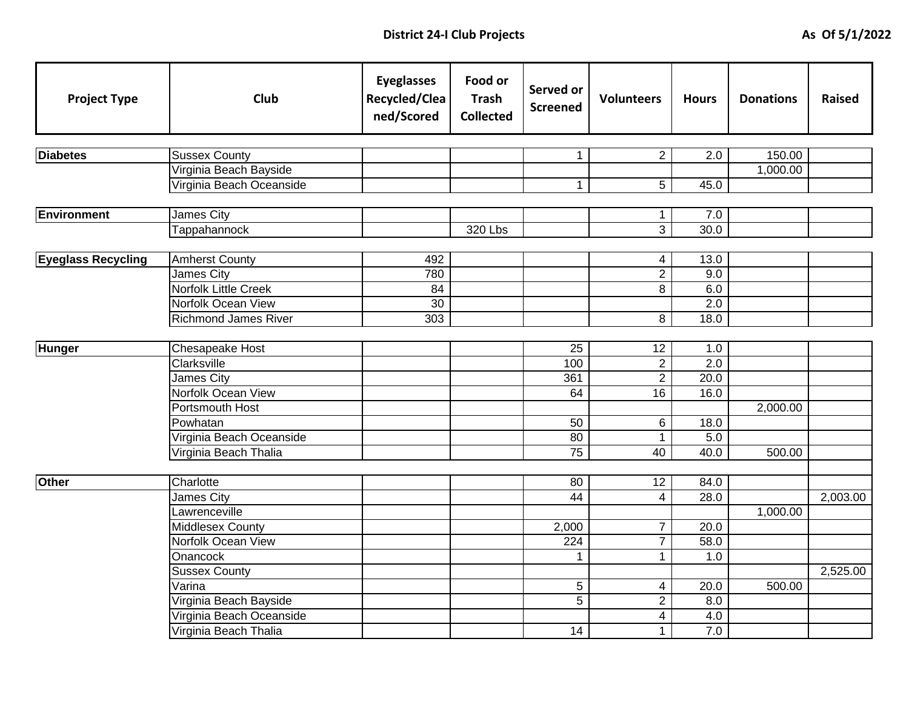# District 24-I Club Projects

As Of 5/1/2022

| Project Type | Club | Eyeglasses Recycled/Cleaned/Scored | Food or Trash Collected | Served or Screened | Volunteers | Hours | Donations | Raised |
|---|---|---|---|---|---|---|---|---|
| **Diabetes** | Sussex County | | | 1 | 2 | 2.0 | 150.00 | |
| | Virginia Beach Bayside | | | | | | 1,000.00 | |
| | Virginia Beach Oceanside | | | 1 | 5 | 45.0 | | |
| **Environment** | James City | | | | 1 | 7.0 | | |
| | Tappahannock | | 320 Lbs | | 3 | 30.0 | | |
| **Eyeglass Recycling** | Amherst County | 492 | | | 4 | 13.0 | | |
| | James City | 780 | | | 2 | 9.0 | | |
| | Norfolk Little Creek | 84 | | | 8 | 6.0 | | |
| | Norfolk Ocean View | 30 | | | | 2.0 | | |
| | Richmond James River | 303 | | | 8 | 18.0 | | |
| **Hunger** | Chesapeake Host | | | 25 | 12 | 1.0 | | |
| | Clarksville | | | 100 | 2 | 2.0 | | |
| | James City | | | 361 | 2 | 20.0 | | |
| | Norfolk Ocean View | | | 64 | 16 | 16.0 | | |
| | Portsmouth Host | | | | | | 2,000.00 | |
| | Powhatan | | | 50 | 6 | 18.0 | | |
| | Virginia Beach Oceanside | | | 80 | 1 | 5.0 | | |
| | Virginia Beach Thalia | | | 75 | 40 | 40.0 | 500.00 | |
| **Other** | Charlotte | | | 80 | 12 | 84.0 | | |
| | James City | | | 44 | 4 | 28.0 | | 2,003.00 |
| | Lawrenceville | | | | | | 1,000.00 | |
| | Middlesex County | | | 2,000 | 7 | 20.0 | | |
| | Norfolk Ocean View | | | 224 | 7 | 58.0 | | |
| | Onancock | | | 1 | 1 | 1.0 | | |
| | Sussex County | | | | | | | 2,525.00 |
| | Varina | | | 5 | 4 | 20.0 | 500.00 | |
| | Virginia Beach Bayside | | | 5 | 2 | 8.0 | | |
| | Virginia Beach Oceanside | | | | 4 | 4.0 | | |
| | Virginia Beach Thalia | | | 14 | 1 | 7.0 | | |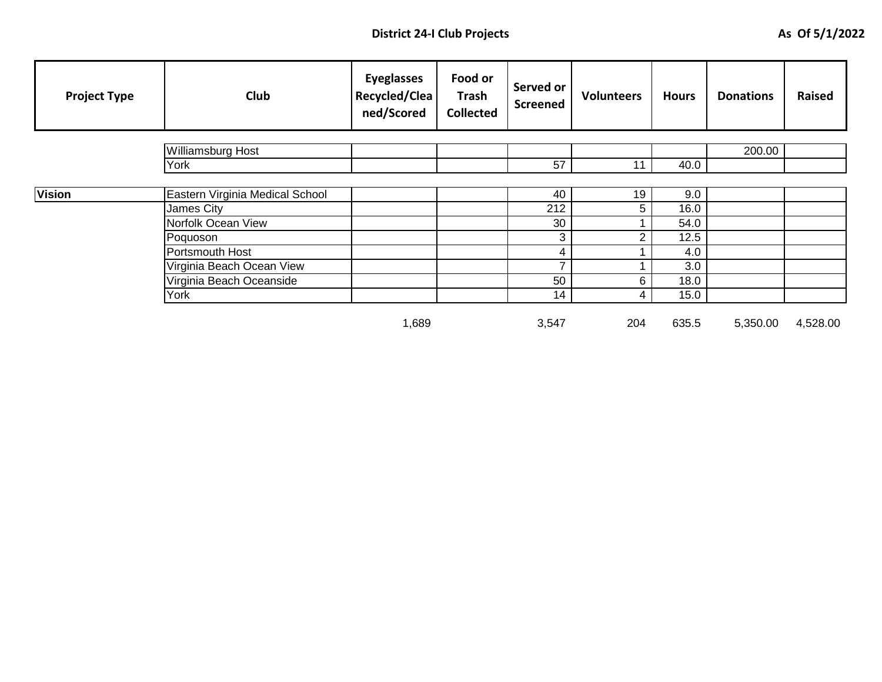**District 24-I Club Projects** **As Of 5/1/2022**

| Project Type | Club | Eyeglasses Recycled/Cleaned/Scored | Food or Trash Collected | Served or Screened | Volunteers | Hours | Donations | Raised |
|---|---|---|---|---|---|---|---|---|
| | Williamsburg Host | | | | | | 200.00 | |
| | York | | | 57 | 11 | 40.0 | | |
| **Vision** | Eastern Virginia Medical School | | | 40 | 19 | 9.0 | | |
| | James City | | | 212 | 5 | 16.0 | | |
| | Norfolk Ocean View | | | 30 | 1 | 54.0 | | |
| | Poquoson | | | 3 | 2 | 12.5 | | |
| | Portsmouth Host | | | 4 | 1 | 4.0 | | |
| | Virginia Beach Ocean View | | | 7 | 1 | 3.0 | | |
| | Virginia Beach Oceanside | | | 50 | 6 | 18.0 | | |
| | York | | | 14 | 4 | 15.0 | | |
| | | 1,689 | | 3,547 | 204 | 635.5 | 5,350.00 | 4,528.00 |